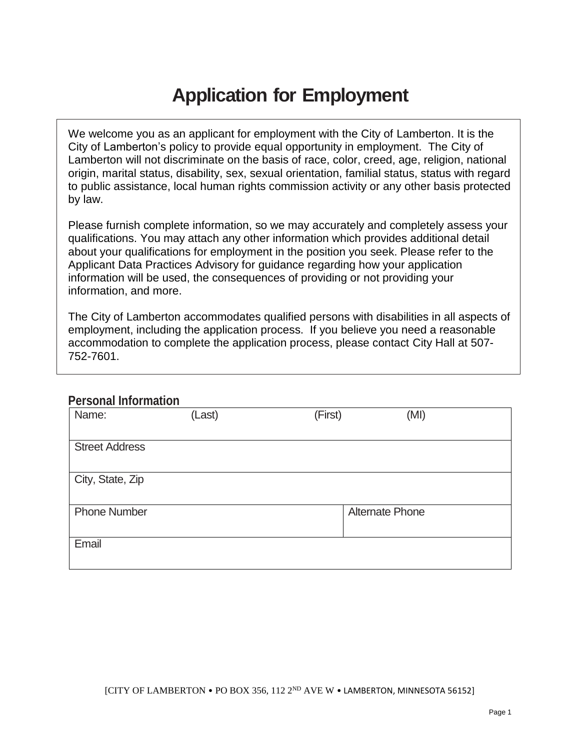# Application for Employment

We welcome you as an applicant for employment with the City of Lamberton. It is the City of Lamberton's policy to provide equal opportunity in employment. The City of Lamberton will not discriminate on the basis of race, color, creed, age, religion, national origin, marital status, disability, sex, sexual orientation, familial status, status with regard to public assistance, local human rights commission activity or any other basis protected by law.

Please furnish complete information, so we may accurately and completely assess your qualifications. You may attach any other information which provides additional detail about your qualifications for employment in the position you seek. Please refer to the Applicant Data Practices Advisory for guidance regarding how your application information will be used, the consequences of providing or not providing your information, and more.

The City of Lamberton accommodates qualified persons with disabilities in all aspects of employment, including the application process. If you believe you need a reasonable accommodation to complete the application process, please contact City Hall at 507-752-7601.

## Personal Information

| Name: (Last) (First) (MI) | |
|---|---|
| Street Address | |
| City, State, Zip | |
| Phone Number | Alternate Phone |
| Email | |

[CITY OF LAMBERTON • PO BOX 356, 112 2ND AVE W • LAMBERTON, MINNESOTA 56152]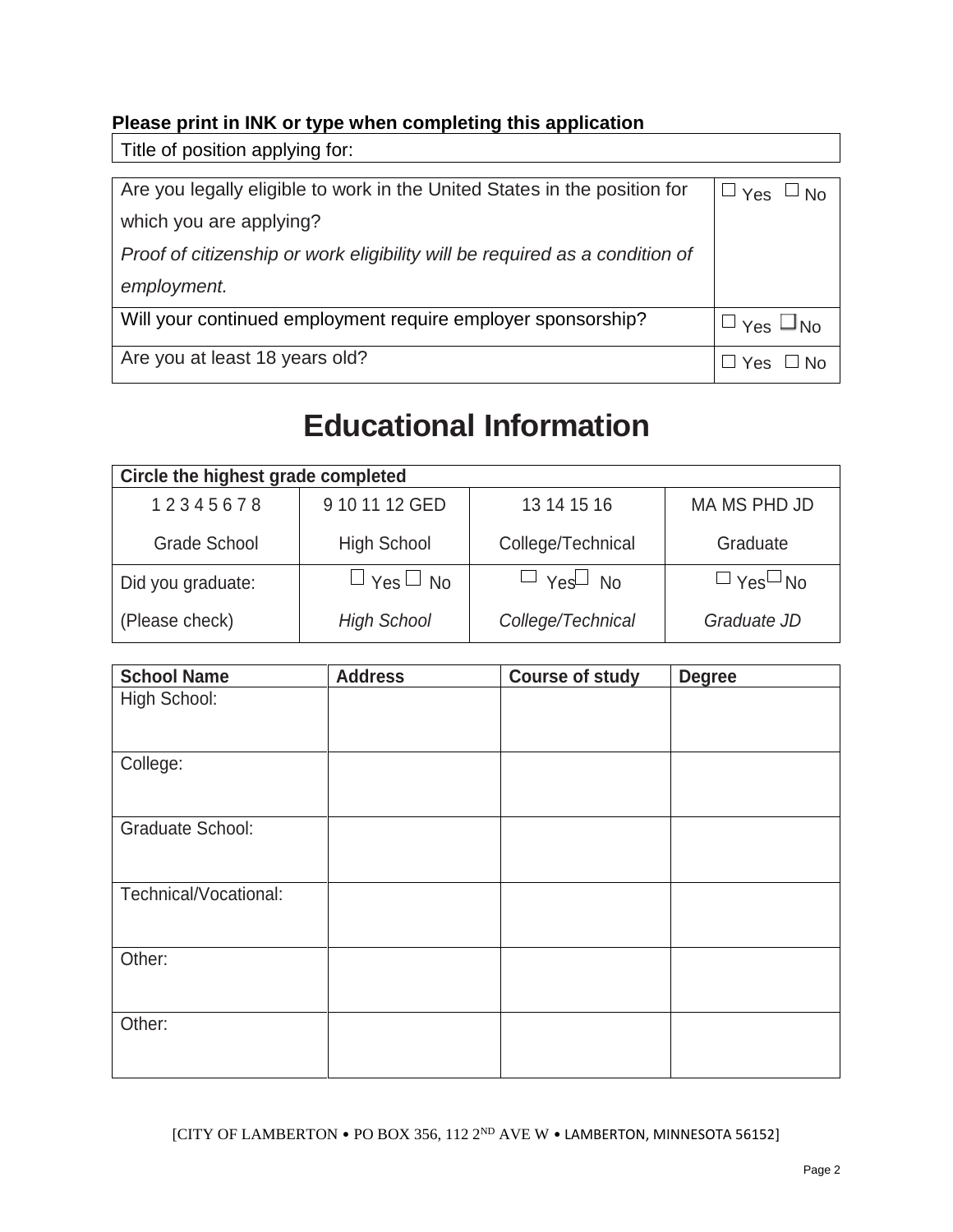**Please print in INK or type when completing this application**

| Title of position applying for: |
|---|

| | |
|---|---|
| Are you legally eligible to work in the United States in the position for which you are applying?<br>*Proof of citizenship or work eligibility will be required as a condition of employment.* | ☐ Yes ☐ No |
| Will your continued employment require employer sponsorship? | ☐ Yes ☐ No |
| Are you at least 18 years old? | ☐ Yes ☐ No |

# Educational Information

| **Circle the highest grade completed** | | | |
|---|---|---|---|
| 1 2 3 4 5 6 7 8<br>Grade School | 9 10 11 12 GED<br>High School | 13 14 15 16<br>College/Technical | MA MS PHD JD<br>Graduate |
| Did you graduate:<br>(Please check) | ☐ Yes ☐ No<br>*High School* | ☐ Yes ☐ No<br>*College/Technical* | ☐ Yes ☐ No<br>*Graduate JD* |

| **School Name** | **Address** | **Course of study** | **Degree** |
|---|---|---|---|
| High School: | | | |
| College: | | | |
| Graduate School: | | | |
| Technical/Vocational: | | | |
| Other: | | | |
| Other: | | | |

[CITY OF LAMBERTON • PO BOX 356, 112 2ND AVE W • LAMBERTON, MINNESOTA 56152]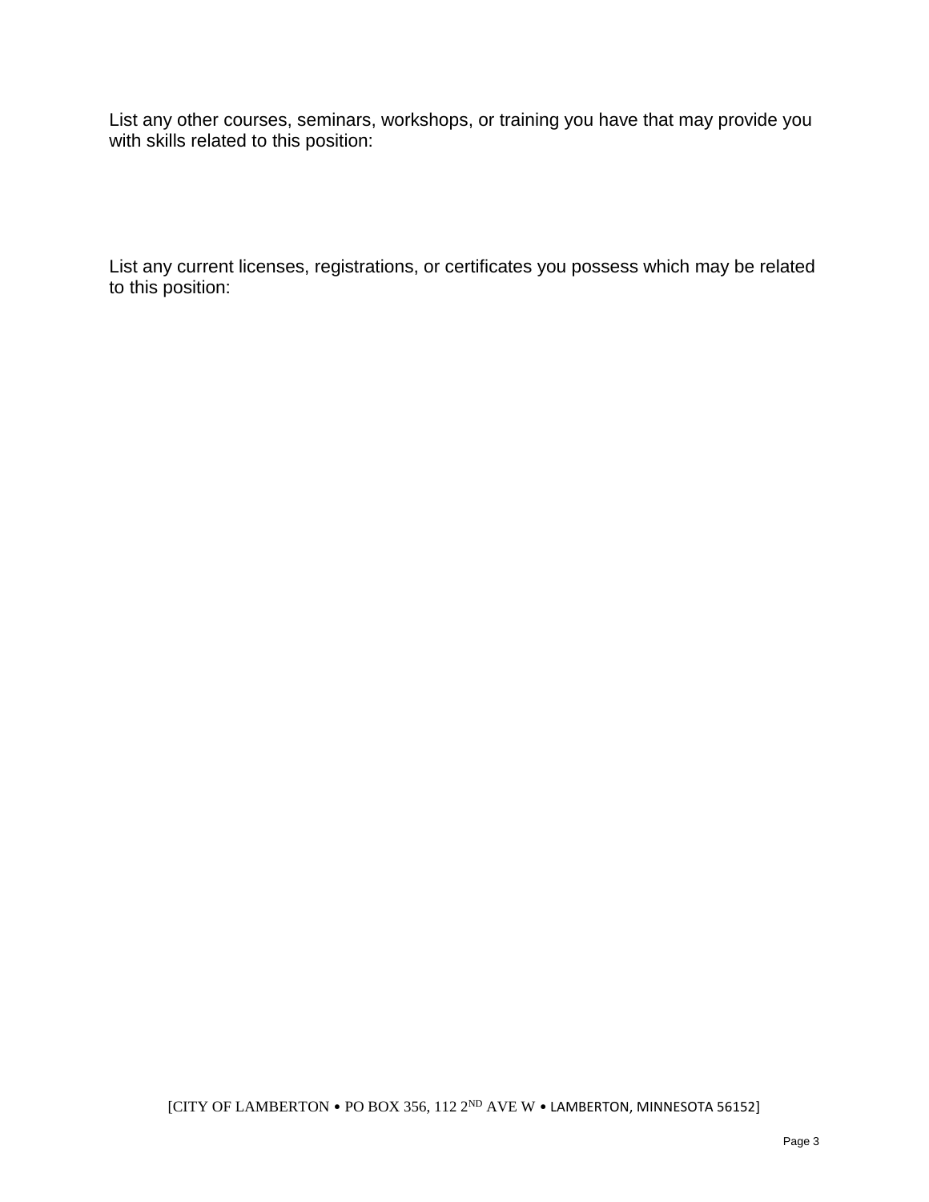List any other courses, seminars, workshops, or training you have that may provide you with skills related to this position:

List any current licenses, registrations, or certificates you possess which may be related to this position: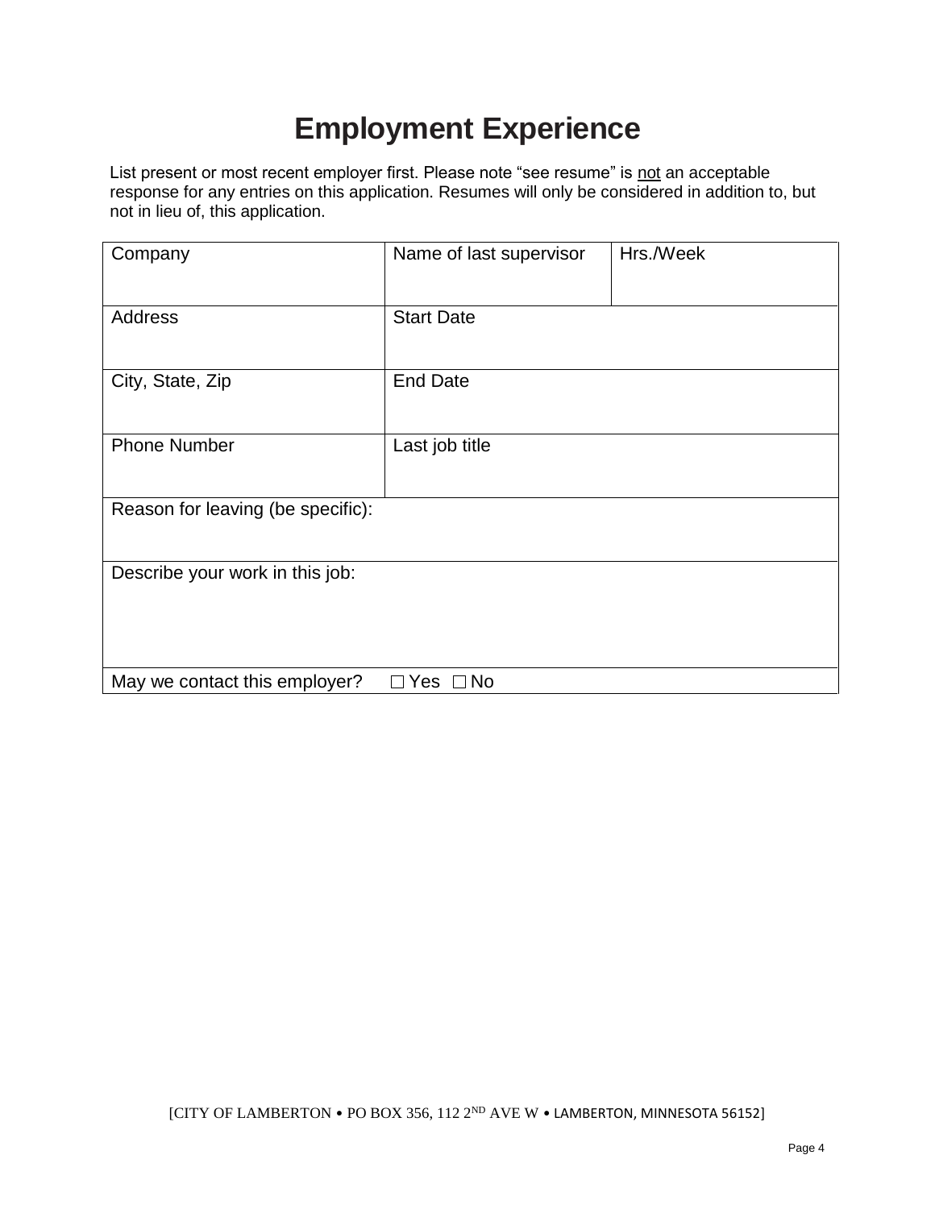# Employment Experience

List present or most recent employer first. Please note "see resume" is <u>not</u> an acceptable response for any entries on this application. Resumes will only be considered in addition to, but not in lieu of, this application.

| Company | Name of last supervisor | Hrs./Week |
|---|---|---|
| Address | Start Date | |
| City, State, Zip | End Date | |
| Phone Number | Last job title | |
| Reason for leaving (be specific): | | |
| Describe your work in this job: | | |
| May we contact this employer? ☐ Yes ☐ No | | |

[CITY OF LAMBERTON • PO BOX 356, 112 2ND AVE W • LAMBERTON, MINNESOTA 56152]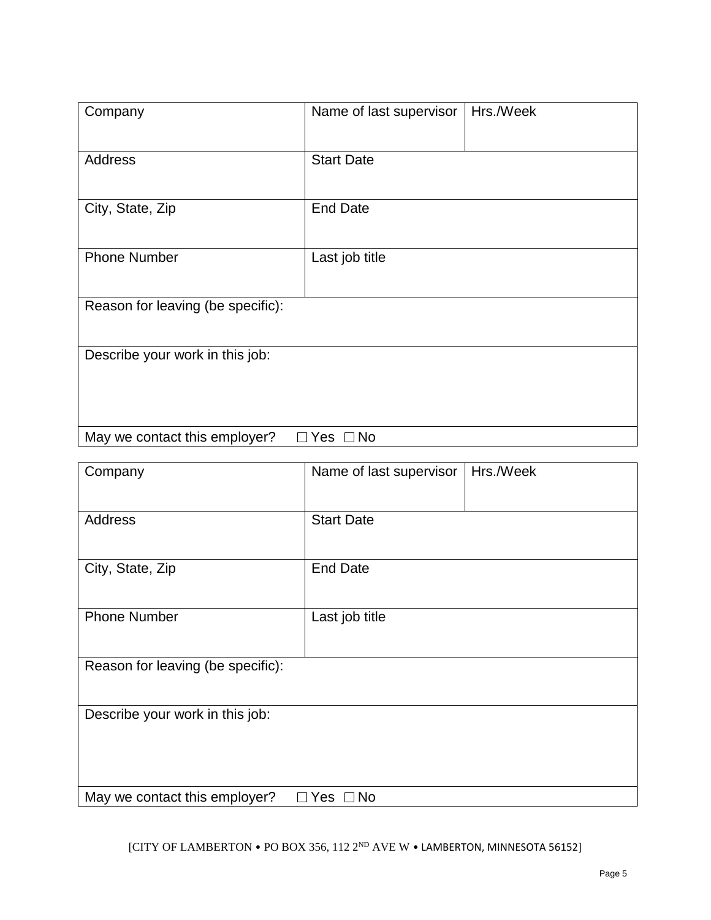| Company | Name of last supervisor | Hrs./Week |
|---|---|---|
| Address | Start Date | |
| City, State, Zip | End Date | |
| Phone Number | Last job title | |
| Reason for leaving (be specific): | | |
| Describe your work in this job: | | |
| May we contact this employer? ☐ Yes ☐ No | | |

| Company | Name of last supervisor | Hrs./Week |
|---|---|---|
| Address | Start Date | |
| City, State, Zip | End Date | |
| Phone Number | Last job title | |
| Reason for leaving (be specific): | | |
| Describe your work in this job: | | |
| May we contact this employer? ☐ Yes ☐ No | | |

[CITY OF LAMBERTON • PO BOX 356, 112 2ND AVE W • LAMBERTON, MINNESOTA 56152]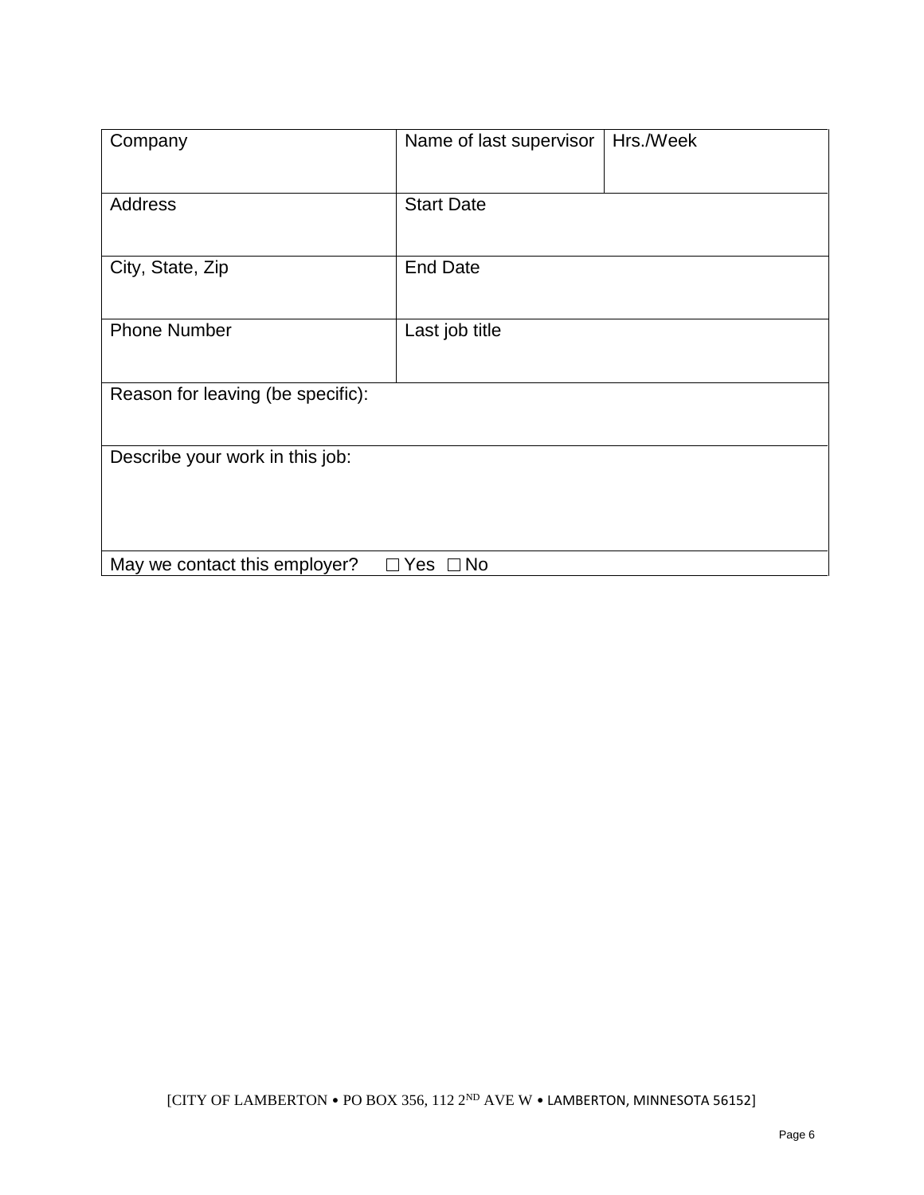| Company | Name of last supervisor | Hrs./Week |
|---|---|---|
| Address | Start Date | |
| City, State, Zip | End Date | |
| Phone Number | Last job title | |
| Reason for leaving (be specific): | | |
| Describe your work in this job: | | |
| May we contact this employer? ☐ Yes ☐ No | | |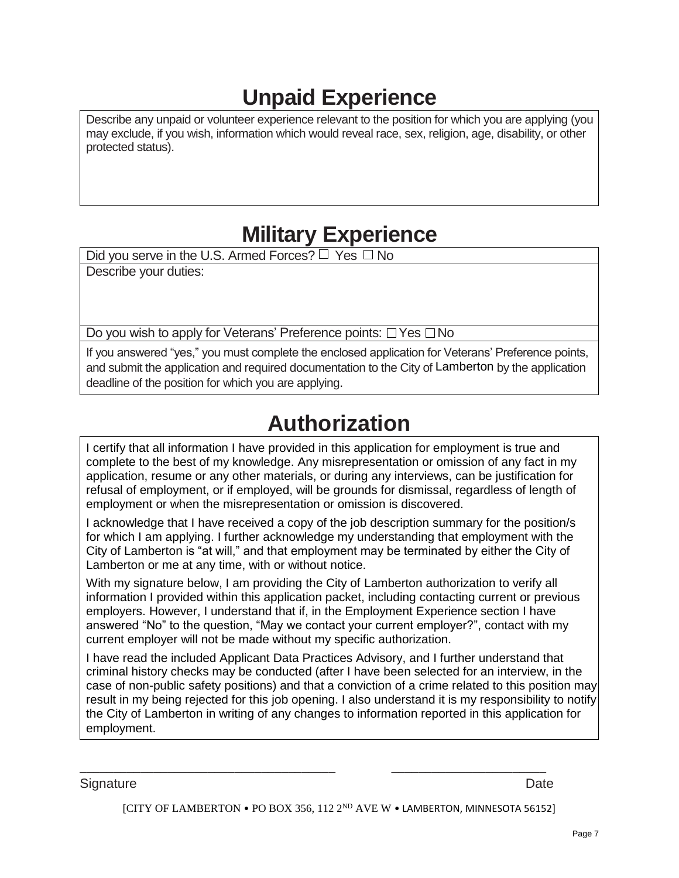# Unpaid Experience

Describe any unpaid or volunteer experience relevant to the position for which you are applying (you may exclude, if you wish, information which would reveal race, sex, religion, age, disability, or other protected status).

# Military Experience

Did you serve in the U.S. Armed Forces? ☐ Yes ☐ No

Describe your duties:

Do you wish to apply for Veterans' Preference points: ☐ Yes ☐ No

If you answered "yes," you must complete the enclosed application for Veterans' Preference points, and submit the application and required documentation to the City of Lamberton by the application deadline of the position for which you are applying.

# Authorization

I certify that all information I have provided in this application for employment is true and complete to the best of my knowledge. Any misrepresentation or omission of any fact in my application, resume or any other materials, or during any interviews, can be justification for refusal of employment, or if employed, will be grounds for dismissal, regardless of length of employment or when the misrepresentation or omission is discovered.

I acknowledge that I have received a copy of the job description summary for the position/s for which I am applying. I further acknowledge my understanding that employment with the City of Lamberton is "at will," and that employment may be terminated by either the City of Lamberton or me at any time, with or without notice.

With my signature below, I am providing the City of Lamberton authorization to verify all information I provided within this application packet, including contacting current or previous employers. However, I understand that if, in the Employment Experience section I have answered "No" to the question, "May we contact your current employer?", contact with my current employer will not be made without my specific authorization.

I have read the included Applicant Data Practices Advisory, and I further understand that criminal history checks may be conducted (after I have been selected for an interview, in the case of non-public safety positions) and that a conviction of a crime related to this position may result in my being rejected for this job opening. I also understand it is my responsibility to notify the City of Lamberton in writing of any changes to information reported in this application for employment.

___________________________________ ______________________

Signature Date

[CITY OF LAMBERTON • PO BOX 356, 112 2ND AVE W • LAMBERTON, MINNESOTA 56152]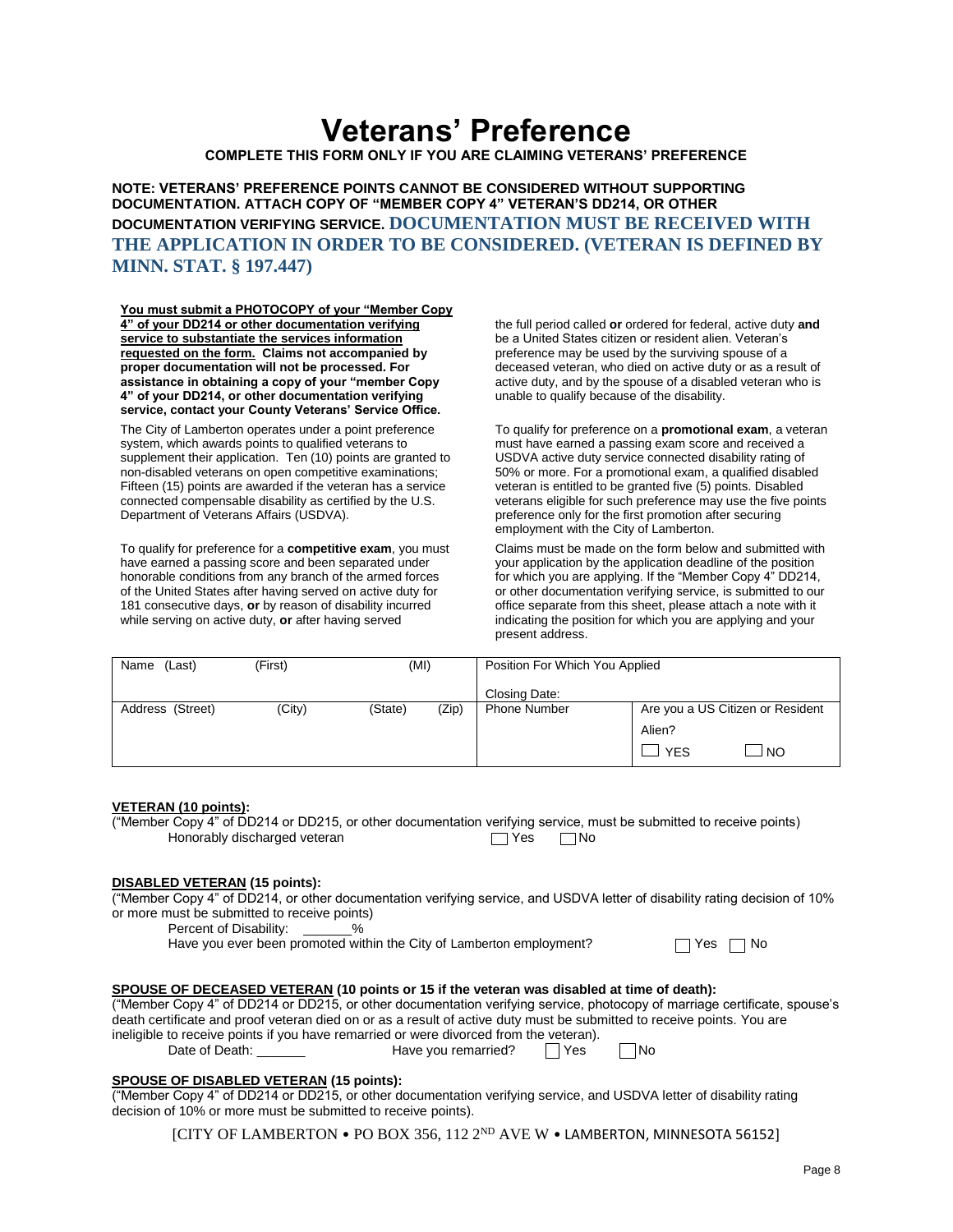# Veterans' Preference

**COMPLETE THIS FORM ONLY IF YOU ARE CLAIMING VETERANS' PREFERENCE**

**NOTE: VETERANS' PREFERENCE POINTS CANNOT BE CONSIDERED WITHOUT SUPPORTING DOCUMENTATION. ATTACH COPY OF "MEMBER COPY 4" VETERAN'S DD214, OR OTHER DOCUMENTATION VERIFYING SERVICE. DOCUMENTATION MUST BE RECEIVED WITH THE APPLICATION IN ORDER TO BE CONSIDERED. (VETERAN IS DEFINED BY MINN. STAT. § 197.447)**

**You must submit a PHOTOCOPY of your "Member Copy 4" of your DD214 or other documentation verifying service to substantiate the services information requested on the form. Claims not accompanied by proper documentation will not be processed. For assistance in obtaining a copy of your "member Copy 4" of your DD214, or other documentation verifying service, contact your County Veterans' Service Office.**

The City of Lamberton operates under a point preference system, which awards points to qualified veterans to supplement their application. Ten (10) points are granted to non-disabled veterans on open competitive examinations; Fifteen (15) points are awarded if the veteran has a service connected compensable disability as certified by the U.S. Department of Veterans Affairs (USDVA).

To qualify for preference for a **competitive exam**, you must have earned a passing score and been separated under honorable conditions from any branch of the armed forces of the United States after having served on active duty for 181 consecutive days, **or** by reason of disability incurred while serving on active duty, **or** after having served the full period called **or** ordered for federal, active duty **and** be a United States citizen or resident alien. Veteran's preference may be used by the surviving spouse of a deceased veteran, who died on active duty or as a result of active duty, and by the spouse of a disabled veteran who is unable to qualify because of the disability.

To qualify for preference on a **promotional exam**, a veteran must have earned a passing exam score and received a USDVA active duty service connected disability rating of 50% or more. For a promotional exam, a qualified disabled veteran is entitled to be granted five (5) points. Disabled veterans eligible for such preference may use the five points preference only for the first promotion after securing employment with the City of Lamberton.

Claims must be made on the form below and submitted with your application by the application deadline of the position for which you are applying. If the "Member Copy 4" DD214, or other documentation verifying service, is submitted to our office separate from this sheet, please attach a note with it indicating the position for which you are applying and your present address.

| Name (Last) (First) (MI) | Position For Which You Applied<br><br>Closing Date: | |
|---|---|---|
| Address (Street) (City) (State) (Zip) | Phone Number | Are you a US Citizen or Resident Alien?<br>☐ YES ☐ NO |

**VETERAN (10 points):**

("Member Copy 4" of DD214 or DD215, or other documentation verifying service, must be submitted to receive points)

Honorably discharged veteran ☐ Yes ☐ No

**DISABLED VETERAN (15 points):**

("Member Copy 4" of DD214, or other documentation verifying service, and USDVA letter of disability rating decision of 10% or more must be submitted to receive points)

Percent of Disability: _______%

Have you ever been promoted within the City of Lamberton employment? ☐ Yes ☐ No

**SPOUSE OF DECEASED VETERAN (10 points or 15 if the veteran was disabled at time of death):**

("Member Copy 4" of DD214 or DD215, or other documentation verifying service, photocopy of marriage certificate, spouse's death certificate and proof veteran died on or as a result of active duty must be submitted to receive points. You are ineligible to receive points if you have remarried or were divorced from the veteran).

Date of Death: _______ Have you remarried? ☐ Yes ☐ No

**SPOUSE OF DISABLED VETERAN (15 points):**

("Member Copy 4" of DD214 or DD215, or other documentation verifying service, and USDVA letter of disability rating decision of 10% or more must be submitted to receive points).

[CITY OF LAMBERTON • PO BOX 356, 112 2ND AVE W • LAMBERTON, MINNESOTA 56152]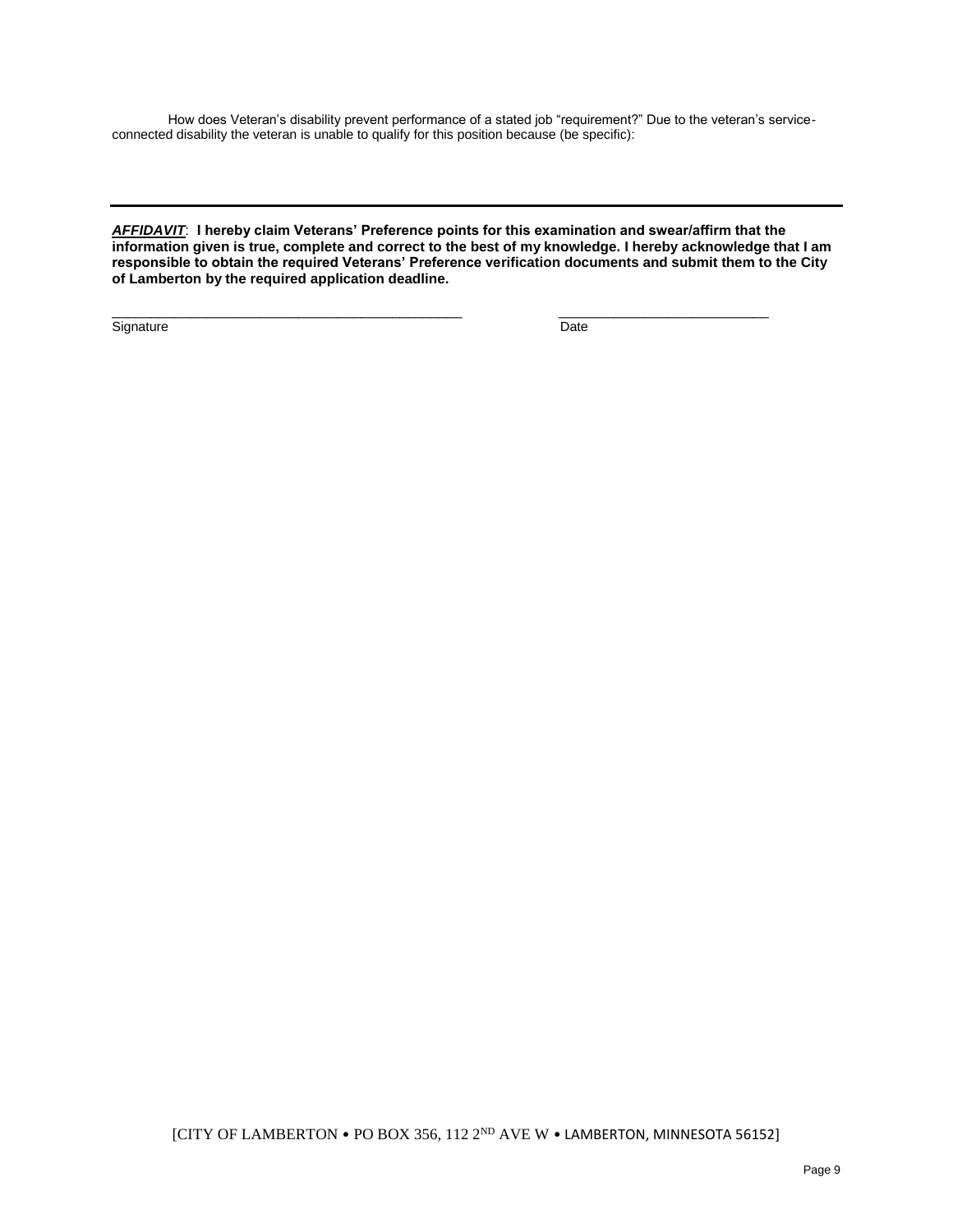How does Veteran's disability prevent performance of a stated job "requirement?" Due to the veteran's service-connected disability the veteran is unable to qualify for this position because (be specific):

---

***AFFIDAVIT***: **I hereby claim Veterans' Preference points for this examination and swear/affirm that the information given is true, complete and correct to the best of my knowledge. I hereby acknowledge that I am responsible to obtain the required Veterans' Preference verification documents and submit them to the City of Lamberton by the required application deadline.**

_________________________________________________ ____________________________

Signature Date

[CITY OF LAMBERTON • PO BOX 356, 112 2ND AVE W • LAMBERTON, MINNESOTA 56152]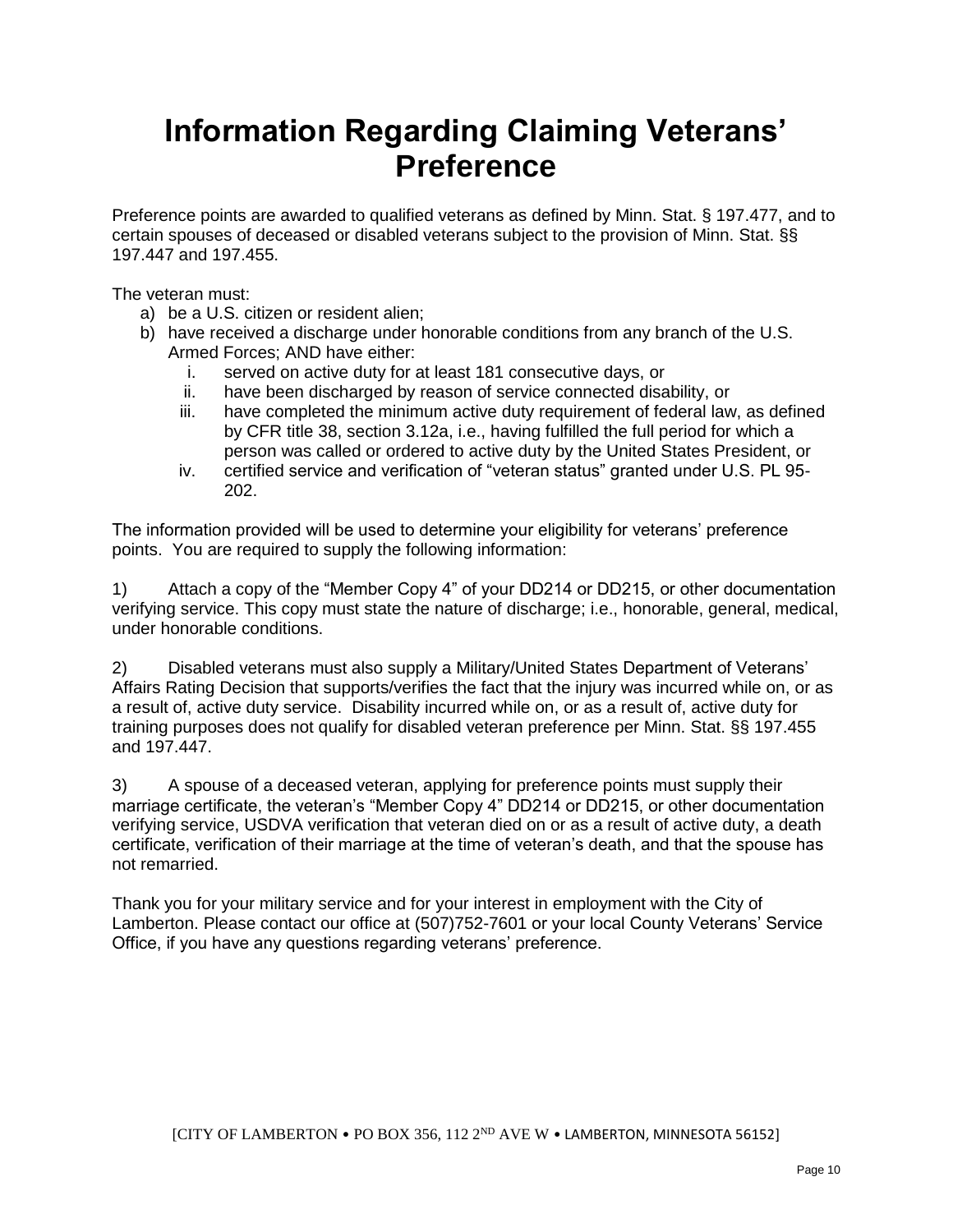# Information Regarding Claiming Veterans' Preference

Preference points are awarded to qualified veterans as defined by Minn. Stat. § 197.477, and to certain spouses of deceased or disabled veterans subject to the provision of Minn. Stat. §§ 197.447 and 197.455.

The veteran must:

a) be a U.S. citizen or resident alien;
b) have received a discharge under honorable conditions from any branch of the U.S. Armed Forces; AND have either:
   i. served on active duty for at least 181 consecutive days, or
   ii. have been discharged by reason of service connected disability, or
   iii. have completed the minimum active duty requirement of federal law, as defined by CFR title 38, section 3.12a, i.e., having fulfilled the full period for which a person was called or ordered to active duty by the United States President, or
   iv. certified service and verification of "veteran status" granted under U.S. PL 95-202.

The information provided will be used to determine your eligibility for veterans' preference points. You are required to supply the following information:

1) Attach a copy of the "Member Copy 4" of your DD214 or DD215, or other documentation verifying service. This copy must state the nature of discharge; i.e., honorable, general, medical, under honorable conditions.

2) Disabled veterans must also supply a Military/United States Department of Veterans' Affairs Rating Decision that supports/verifies the fact that the injury was incurred while on, or as a result of, active duty service. Disability incurred while on, or as a result of, active duty for training purposes does not qualify for disabled veteran preference per Minn. Stat. §§ 197.455 and 197.447.

3) A spouse of a deceased veteran, applying for preference points must supply their marriage certificate, the veteran's "Member Copy 4" DD214 or DD215, or other documentation verifying service, USDVA verification that veteran died on or as a result of active duty, a death certificate, verification of their marriage at the time of veteran's death, and that the spouse has not remarried.

Thank you for your military service and for your interest in employment with the City of Lamberton. Please contact our office at (507)752-7601 or your local County Veterans' Service Office, if you have any questions regarding veterans' preference.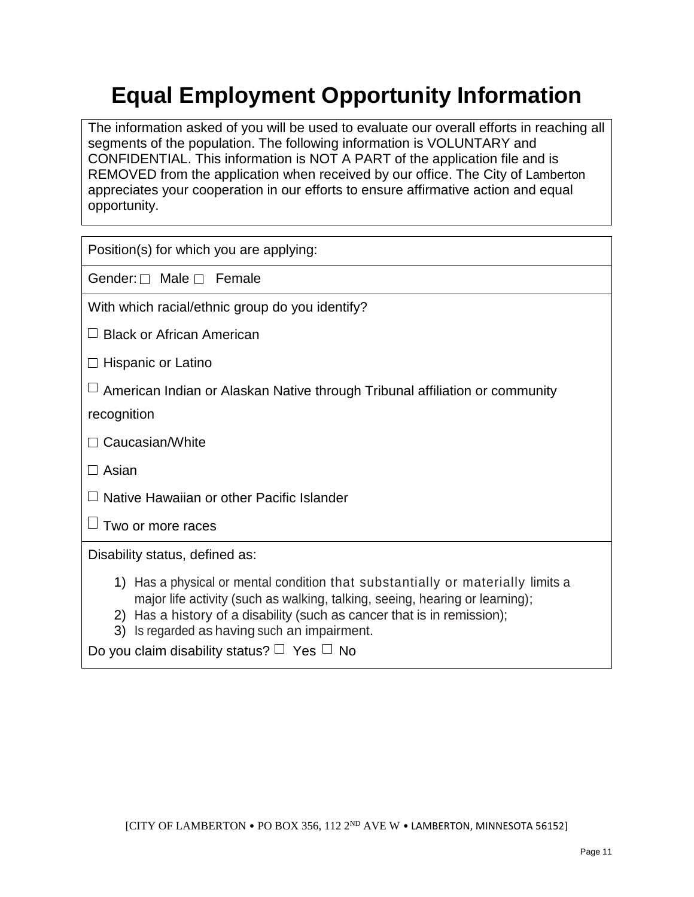# Equal Employment Opportunity Information

The information asked of you will be used to evaluate our overall efforts in reaching all segments of the population. The following information is VOLUNTARY and CONFIDENTIAL. This information is NOT A PART of the application file and is REMOVED from the application when received by our office. The City of Lamberton appreciates your cooperation in our efforts to ensure affirmative action and equal opportunity.

Position(s) for which you are applying:

Gender: ☐ Male ☐ Female

With which racial/ethnic group do you identify?

☐ Black or African American

☐ Hispanic or Latino

☐ American Indian or Alaskan Native through Tribunal affiliation or community recognition

☐ Caucasian/White

☐ Asian

☐ Native Hawaiian or other Pacific Islander

☐ Two or more races

Disability status, defined as:

1) Has a physical or mental condition that substantially or materially limits a major life activity (such as walking, talking, seeing, hearing or learning);
2) Has a history of a disability (such as cancer that is in remission);
3) Is regarded as having such an impairment.

Do you claim disability status? ☐ Yes ☐ No

[CITY OF LAMBERTON • PO BOX 356, 112 2ND AVE W • LAMBERTON, MINNESOTA 56152]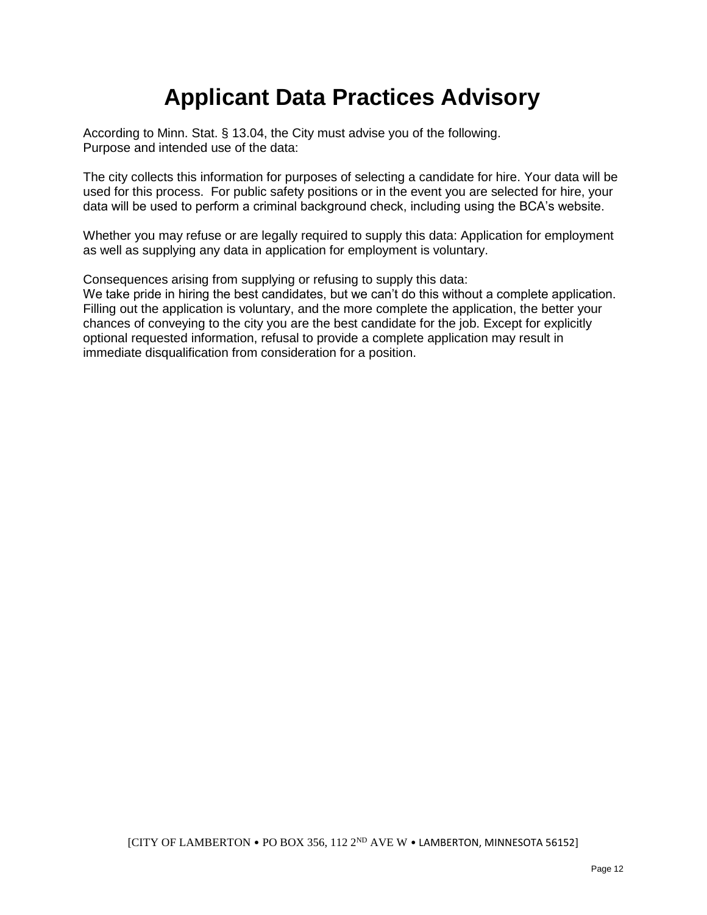# Applicant Data Practices Advisory

According to Minn. Stat. § 13.04, the City must advise you of the following.
Purpose and intended use of the data:

The city collects this information for purposes of selecting a candidate for hire. Your data will be used for this process. For public safety positions or in the event you are selected for hire, your data will be used to perform a criminal background check, including using the BCA's website.

Whether you may refuse or are legally required to supply this data: Application for employment as well as supplying any data in application for employment is voluntary.

Consequences arising from supplying or refusing to supply this data:
We take pride in hiring the best candidates, but we can't do this without a complete application. Filling out the application is voluntary, and the more complete the application, the better your chances of conveying to the city you are the best candidate for the job. Except for explicitly optional requested information, refusal to provide a complete application may result in immediate disqualification from consideration for a position.